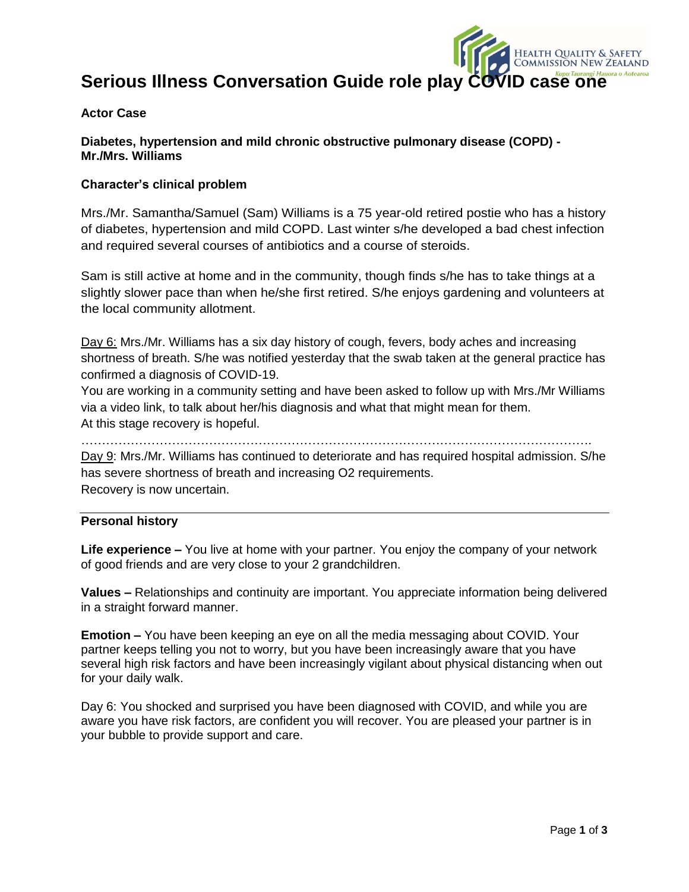# Serious Illness Conversation Guide role play COVID case one

**Actor Case**

**Diabetes, hypertension and mild chronic obstructive pulmonary disease (COPD) - Mr./Mrs. Williams**

**Character's clinical problem**

Mrs./Mr. Samantha/Samuel (Sam) Williams is a 75 year-old retired postie who has a history of diabetes, hypertension and mild COPD. Last winter s/he developed a bad chest infection and required several courses of antibiotics and a course of steroids.

Sam is still active at home and in the community, though finds s/he has to take things at a slightly slower pace than when he/she first retired. S/he enjoys gardening and volunteers at the local community allotment.

Day 6: Mrs./Mr. Williams has a six day history of cough, fevers, body aches and increasing shortness of breath. S/he was notified yesterday that the swab taken at the general practice has confirmed a diagnosis of COVID-19.
You are working in a community setting and have been asked to follow up with Mrs./Mr Williams via a video link, to talk about her/his diagnosis and what that might mean for them.
At this stage recovery is hopeful.

……………………………………………………………………………………………………….

Day 9: Mrs./Mr. Williams has continued to deteriorate and has required hospital admission. S/he has severe shortness of breath and increasing O2 requirements.
Recovery is now uncertain.

---

**Personal history**

**Life experience –** You live at home with your partner. You enjoy the company of your network of good friends and are very close to your 2 grandchildren.

**Values –** Relationships and continuity are important. You appreciate information being delivered in a straight forward manner.

**Emotion –** You have been keeping an eye on all the media messaging about COVID. Your partner keeps telling you not to worry, but you have been increasingly aware that you have several high risk factors and have been increasingly vigilant about physical distancing when out for your daily walk.

Day 6: You shocked and surprised you have been diagnosed with COVID, and while you are aware you have risk factors, are confident you will recover. You are pleased your partner is in your bubble to provide support and care.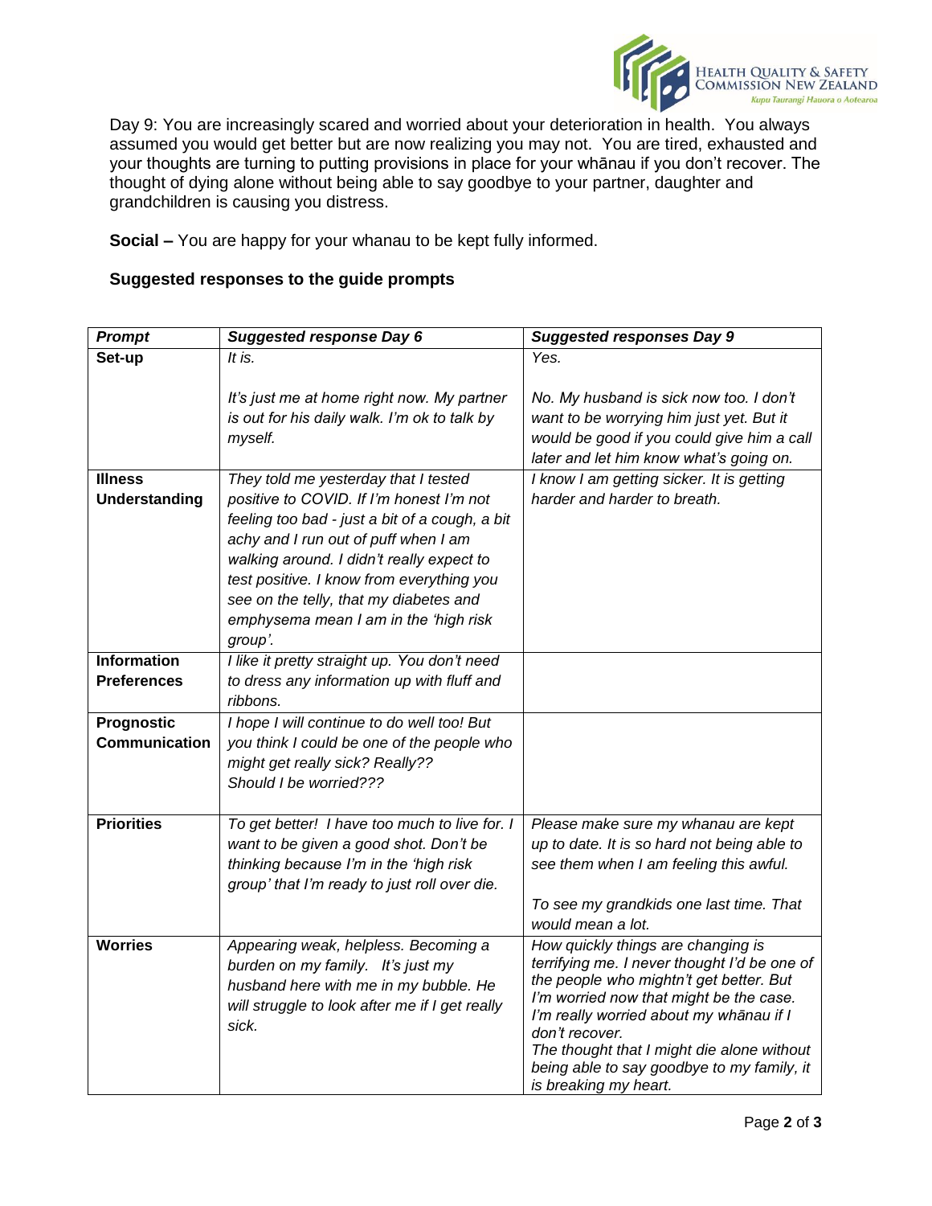Day 9: You are increasingly scared and worried about your deterioration in health. You always assumed you would get better but are now realizing you may not. You are tired, exhausted and your thoughts are turning to putting provisions in place for your whānau if you don't recover. The thought of dying alone without being able to say goodbye to your partner, daughter and grandchildren is causing you distress.

**Social –** You are happy for your whanau to be kept fully informed.

**Suggested responses to the guide prompts**

| ***Prompt*** | ***Suggested response Day 6*** | ***Suggested responses Day 9*** |
|---|---|---|
| **Set-up** | *It is.*<br><br>*It's just me at home right now. My partner is out for his daily walk. I'm ok to talk by myself.* | *Yes.*<br><br>*No. My husband is sick now too. I don't want to be worrying him just yet. But it would be good if you could give him a call later and let him know what's going on.* |
| **Illness Understanding** | *They told me yesterday that I tested positive to COVID. If I'm honest I'm not feeling too bad - just a bit of a cough, a bit achy and I run out of puff when I am walking around. I didn't really expect to test positive. I know from everything you see on the telly, that my diabetes and emphysema mean I am in the 'high risk group'.* | *I know I am getting sicker. It is getting harder and harder to breath.* |
| **Information Preferences** | *I like it pretty straight up. You don't need to dress any information up with fluff and ribbons.* | |
| **Prognostic Communication** | *I hope I will continue to do well too! But you think I could be one of the people who might get really sick? Really??*<br>*Should I be worried???* | |
| **Priorities** | *To get better! I have too much to live for. I want to be given a good shot. Don't be thinking because I'm in the 'high risk group' that I'm ready to just roll over die.* | *Please make sure my whanau are kept up to date. It is so hard not being able to see them when I am feeling this awful.*<br><br>*To see my grandkids one last time. That would mean a lot.* |
| **Worries** | *Appearing weak, helpless. Becoming a burden on my family. It's just my husband here with me in my bubble. He will struggle to look after me if I get really sick.* | *How quickly things are changing is terrifying me. I never thought I'd be one of the people who mightn't get better. But I'm worried now that might be the case. I'm really worried about my whānau if I don't recover.*<br>*The thought that I might die alone without being able to say goodbye to my family, it is breaking my heart.* |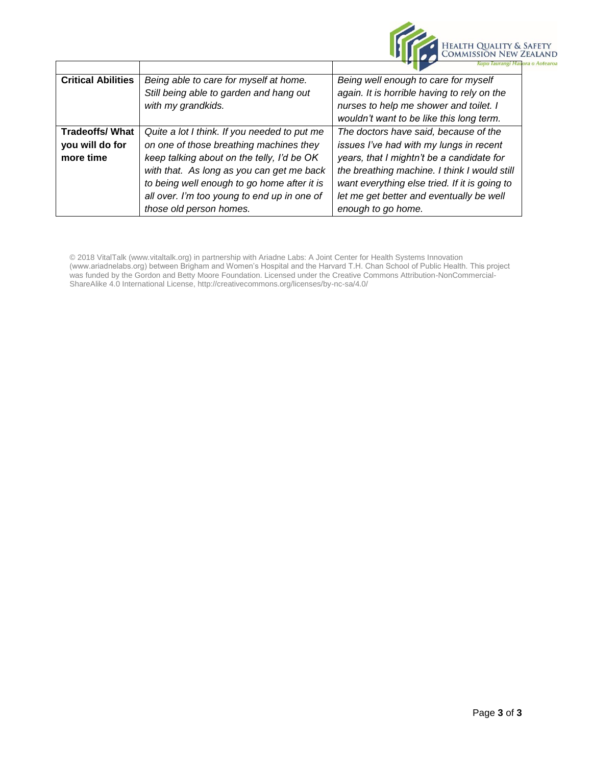| | | |
|---|---|---|
| **Critical Abilities** | *Being able to care for myself at home. Still being able to garden and hang out with my grandkids.* | *Being well enough to care for myself again. It is horrible having to rely on the nurses to help me shower and toilet. I wouldn't want to be like this long term.* |
| **Tradeoffs/ What you will do for more time** | *Quite a lot I think. If you needed to put me on one of those breathing machines they keep talking about on the telly, I'd be OK with that. As long as you can get me back to being well enough to go home after it is all over. I'm too young to end up in one of those old person homes.* | *The doctors have said, because of the issues I've had with my lungs in recent years, that I mightn't be a candidate for the breathing machine. I think I would still want everything else tried. If it is going to let me get better and eventually be well enough to go home.* |

© 2018 VitalTalk (www.vitaltalk.org) in partnership with Ariadne Labs: A Joint Center for Health Systems Innovation (www.ariadnelabs.org) between Brigham and Women's Hospital and the Harvard T.H. Chan School of Public Health. This project was funded by the Gordon and Betty Moore Foundation. Licensed under the Creative Commons Attribution-NonCommercial-ShareAlike 4.0 International License, http://creativecommons.org/licenses/by-nc-sa/4.0/